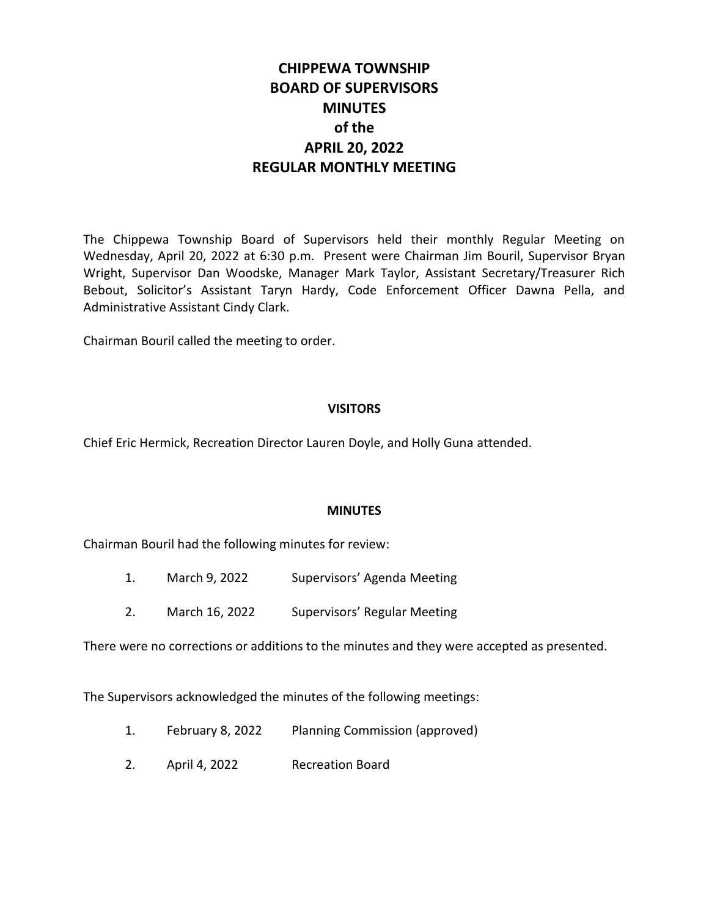# CHIPPEWA TOWNSHIP
# BOARD OF SUPERVISORS
# MINUTES
# of the
# APRIL 20, 2022
# REGULAR MONTHLY MEETING

The Chippewa Township Board of Supervisors held their monthly Regular Meeting on Wednesday, April 20, 2022 at 6:30 p.m. Present were Chairman Jim Bouril, Supervisor Bryan Wright, Supervisor Dan Woodske, Manager Mark Taylor, Assistant Secretary/Treasurer Rich Bebout, Solicitor's Assistant Taryn Hardy, Code Enforcement Officer Dawna Pella, and Administrative Assistant Cindy Clark.

Chairman Bouril called the meeting to order.

## VISITORS

Chief Eric Hermick, Recreation Director Lauren Doyle, and Holly Guna attended.

## MINUTES

Chairman Bouril had the following minutes for review:

1. March 9, 2022 Supervisors' Agenda Meeting
2. March 16, 2022 Supervisors' Regular Meeting

There were no corrections or additions to the minutes and they were accepted as presented.

The Supervisors acknowledged the minutes of the following meetings:

1. February 8, 2022 Planning Commission (approved)
2. April 4, 2022 Recreation Board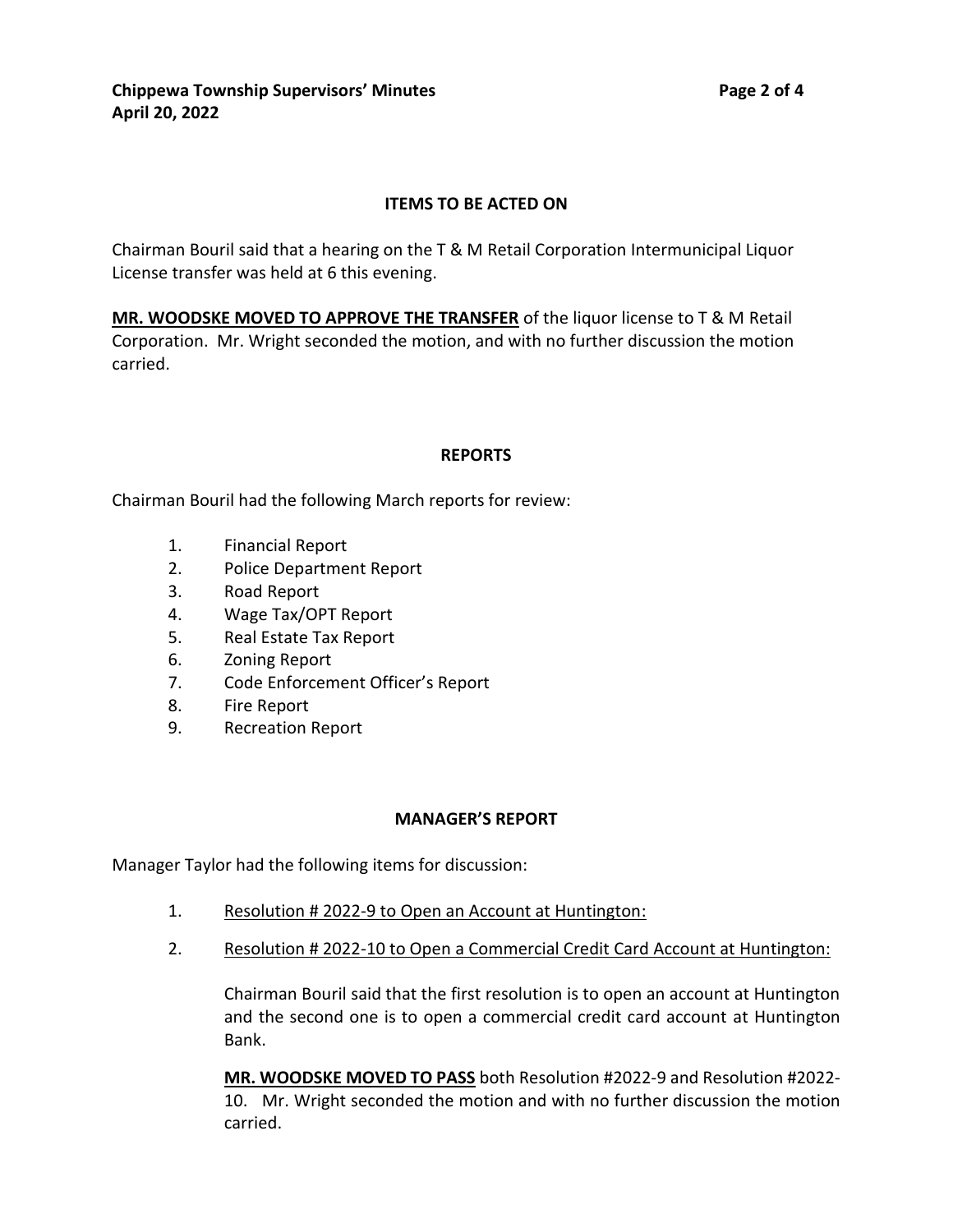## ITEMS TO BE ACTED ON

Chairman Bouril said that a hearing on the T & M Retail Corporation Intermunicipal Liquor License transfer was held at 6 this evening.

**MR. WOODSKE MOVED TO APPROVE THE TRANSFER** of the liquor license to T & M Retail Corporation. Mr. Wright seconded the motion, and with no further discussion the motion carried.

## REPORTS

Chairman Bouril had the following March reports for review:

1. Financial Report
2. Police Department Report
3. Road Report
4. Wage Tax/OPT Report
5. Real Estate Tax Report
6. Zoning Report
7. Code Enforcement Officer's Report
8. Fire Report
9. Recreation Report

## MANAGER'S REPORT

Manager Taylor had the following items for discussion:

1. Resolution # 2022-9 to Open an Account at Huntington:
2. Resolution # 2022-10 to Open a Commercial Credit Card Account at Huntington:

   Chairman Bouril said that the first resolution is to open an account at Huntington and the second one is to open a commercial credit card account at Huntington Bank.

   **MR. WOODSKE MOVED TO PASS** both Resolution #2022-9 and Resolution #2022-10. Mr. Wright seconded the motion and with no further discussion the motion carried.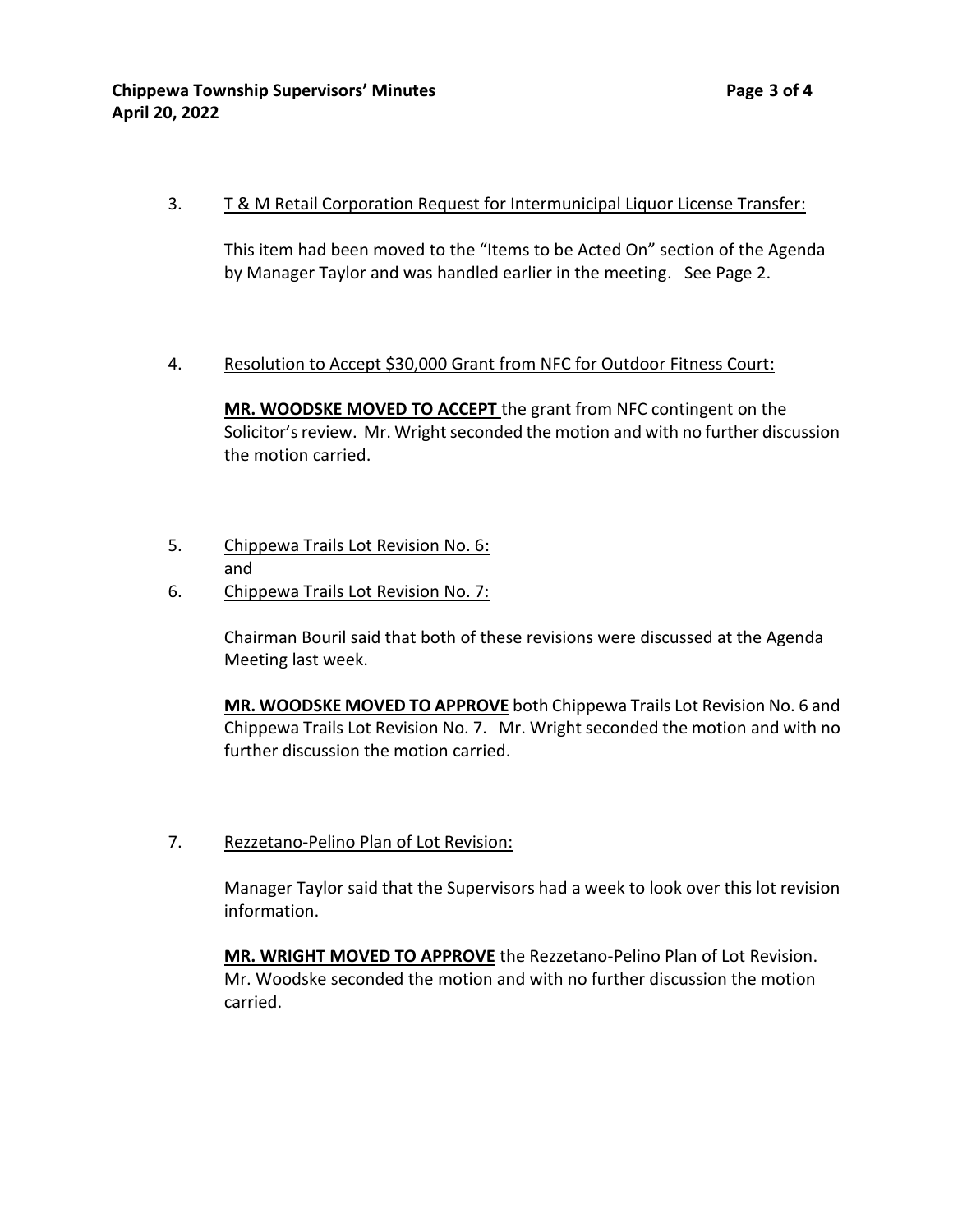3. <u>T & M Retail Corporation Request for Intermunicipal Liquor License Transfer:</u>

   This item had been moved to the "Items to be Acted On" section of the Agenda by Manager Taylor and was handled earlier in the meeting. See Page 2.

4. <u>Resolution to Accept $30,000 Grant from NFC for Outdoor Fitness Court:</u>

   **<u>MR. WOODSKE MOVED TO ACCEPT</u>** the grant from NFC contingent on the Solicitor's review. Mr. Wright seconded the motion and with no further discussion the motion carried.

5. <u>Chippewa Trails Lot Revision No. 6:</u>
   and
6. <u>Chippewa Trails Lot Revision No. 7:</u>

   Chairman Bouril said that both of these revisions were discussed at the Agenda Meeting last week.

   **<u>MR. WOODSKE MOVED TO APPROVE</u>** both Chippewa Trails Lot Revision No. 6 and Chippewa Trails Lot Revision No. 7. Mr. Wright seconded the motion and with no further discussion the motion carried.

7. <u>Rezzetano-Pelino Plan of Lot Revision:</u>

   Manager Taylor said that the Supervisors had a week to look over this lot revision information.

   **<u>MR. WRIGHT MOVED TO APPROVE</u>** the Rezzetano-Pelino Plan of Lot Revision. Mr. Woodske seconded the motion and with no further discussion the motion carried.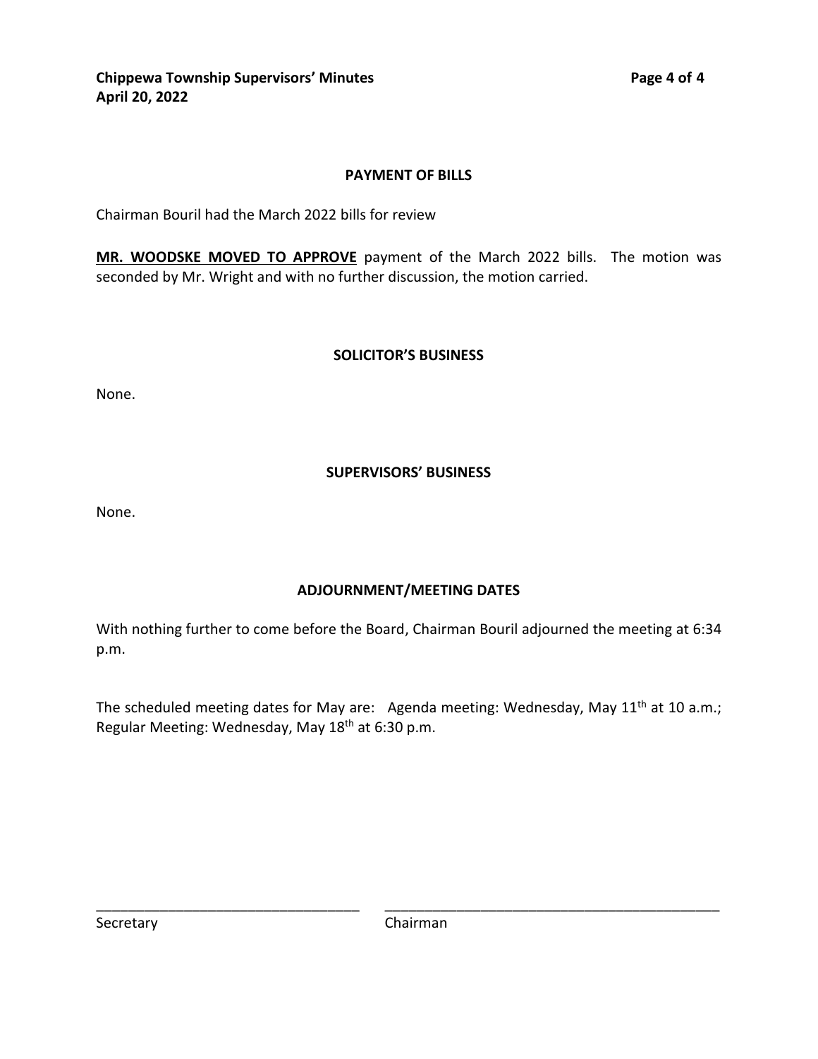## PAYMENT OF BILLS

Chairman Bouril had the March 2022 bills for review

**MR. WOODSKE MOVED TO APPROVE** payment of the March 2022 bills. The motion was seconded by Mr. Wright and with no further discussion, the motion carried.

## SOLICITOR'S BUSINESS

None.

## SUPERVISORS' BUSINESS

None.

## ADJOURNMENT/MEETING DATES

With nothing further to come before the Board, Chairman Bouril adjourned the meeting at 6:34 p.m.

The scheduled meeting dates for May are: Agenda meeting: Wednesday, May 11th at 10 a.m.; Regular Meeting: Wednesday, May 18th at 6:30 p.m.

\_\_\_\_\_\_\_\_\_\_\_\_\_\_\_\_\_\_\_\_\_\_\_\_\_\_\_\_\_\_\_\_\_\_ \_\_\_\_\_\_\_\_\_\_\_\_\_\_\_\_\_\_\_\_\_\_\_\_\_\_\_\_\_\_\_\_\_\_\_\_\_\_\_\_\_\_\_

Secretary Chairman